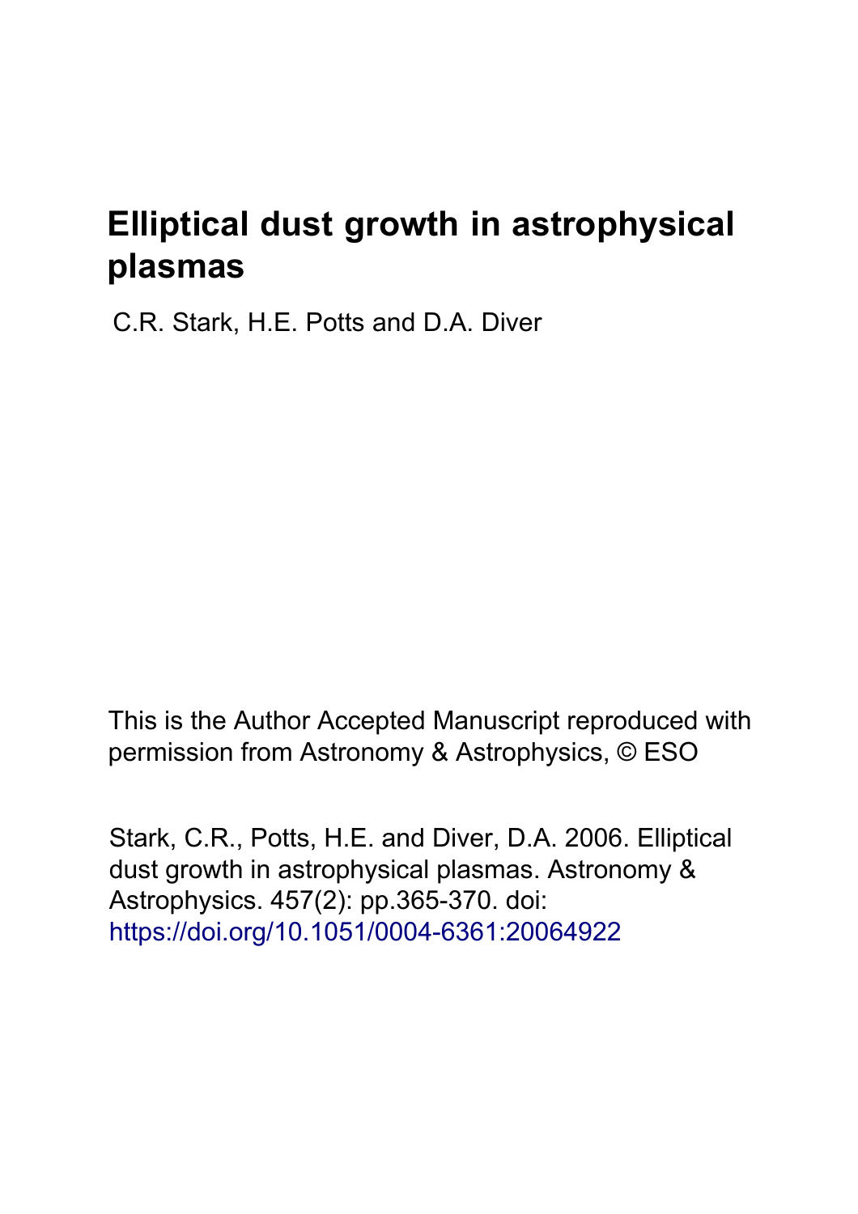# Elliptical dust growth in astrophysical plasmas

C.R. Stark, H.E. Potts and D.A. Diver

This is the Author Accepted Manuscript reproduced with permission from Astronomy & Astrophysics, © ESO

Stark, C.R., Potts, H.E. and Diver, D.A. 2006. Elliptical dust growth in astrophysical plasmas. Astronomy & Astrophysics. 457(2): pp.365-370. doi: https://doi.org/10.1051/0004-6361:20064922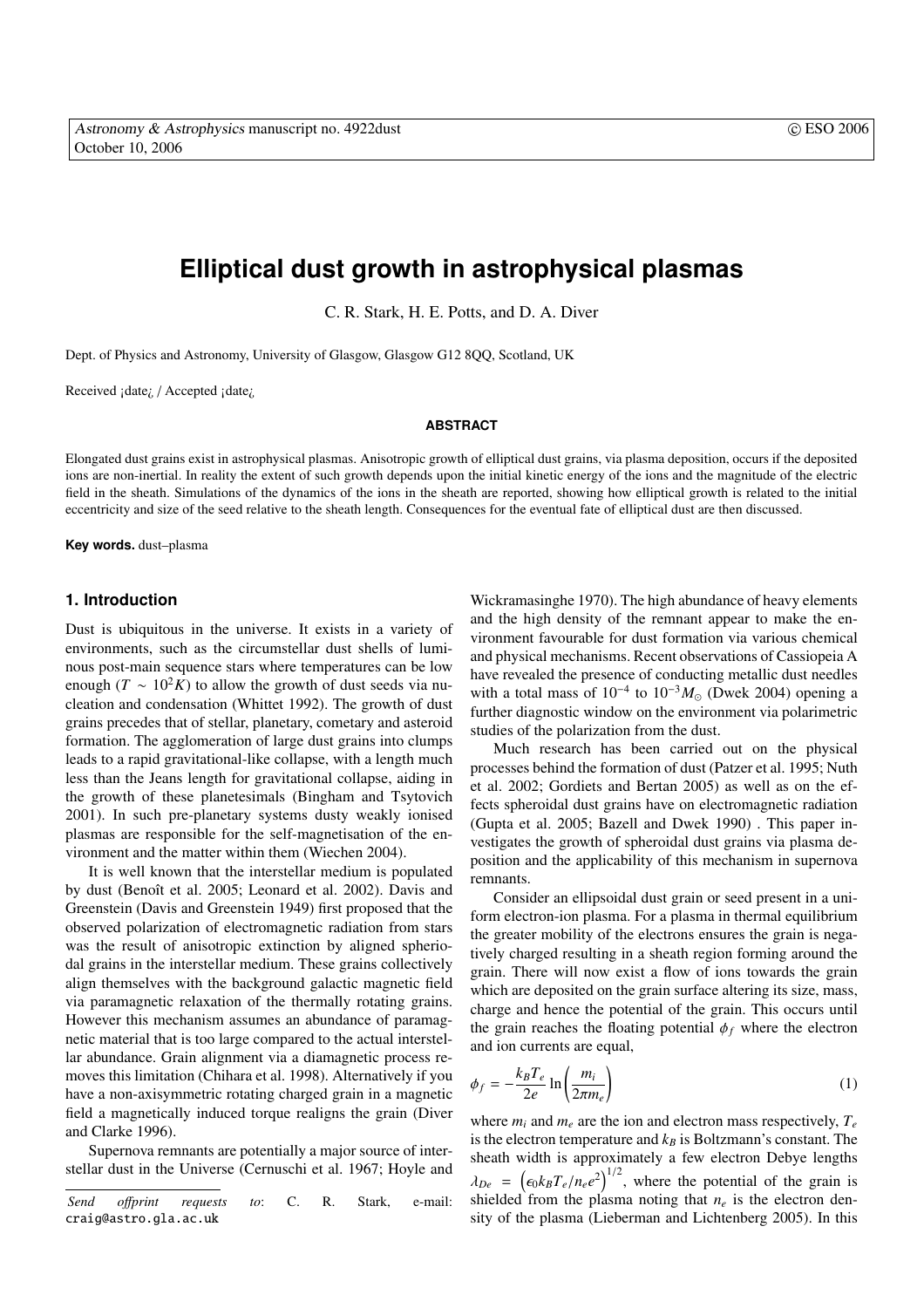# Elliptical dust growth in astrophysical plasmas

C. R. Stark, H. E. Potts, and D. A. Diver

Dept. of Physics and Astronomy, University of Glasgow, Glasgow G12 8QQ, Scotland, UK

Received ¡date¿ / Accepted ¡date¿

**ABSTRACT**

Elongated dust grains exist in astrophysical plasmas. Anisotropic growth of elliptical dust grains, via plasma deposition, occurs if the deposited ions are non-inertial. In reality the extent of such growth depends upon the initial kinetic energy of the ions and the magnitude of the electric field in the sheath. Simulations of the dynamics of the ions in the sheath are reported, showing how elliptical growth is related to the initial eccentricity and size of the seed relative to the sheath length. Consequences for the eventual fate of elliptical dust are then discussed.

**Key words.** dust–plasma

## 1. Introduction

Dust is ubiquitous in the universe. It exists in a variety of environments, such as the circumstellar dust shells of luminous post-main sequence stars where temperatures can be low enough ($T \sim 10^2 K$) to allow the growth of dust seeds via nucleation and condensation (Whittet 1992). The growth of dust grains precedes that of stellar, planetary, cometary and asteroid formation. The agglomeration of large dust grains into clumps leads to a rapid gravitational-like collapse, with a length much less than the Jeans length for gravitational collapse, aiding in the growth of these planetesimals (Bingham and Tsytovich 2001). In such pre-planetary systems dusty weakly ionised plasmas are responsible for the self-magnetisation of the environment and the matter within them (Wiechen 2004).

It is well known that the interstellar medium is populated by dust (Benoît et al. 2005; Leonard et al. 2002). Davis and Greenstein (Davis and Greenstein 1949) first proposed that the observed polarization of electromagnetic radiation from stars was the result of anisotropic extinction by aligned spheriodal grains in the interstellar medium. These grains collectively align themselves with the background galactic magnetic field via paramagnetic relaxation of the thermally rotating grains. However this mechanism assumes an abundance of paramagnetic material that is too large compared to the actual interstellar abundance. Grain alignment via a diamagnetic process removes this limitation (Chihara et al. 1998). Alternatively if you have a non-axisymmetric rotating charged grain in a magnetic field a magnetically induced torque realigns the grain (Diver and Clarke 1996).

Supernova remnants are potentially a major source of interstellar dust in the Universe (Cernuschi et al. 1967; Hoyle and Wickramasinghe 1970). The high abundance of heavy elements and the high density of the remnant appear to make the environment favourable for dust formation via various chemical and physical mechanisms. Recent observations of Cassiopeia A have revealed the presence of conducting metallic dust needles with a total mass of $10^{-4}$ to $10^{-3} M_{\odot}$ (Dwek 2004) opening a further diagnostic window on the environment via polarimetric studies of the polarization from the dust.

Much research has been carried out on the physical processes behind the formation of dust (Patzer et al. 1995; Nuth et al. 2002; Gordiets and Bertan 2005) as well as on the effects spheroidal dust grains have on electromagnetic radiation (Gupta et al. 2005; Bazell and Dwek 1990) . This paper investigates the growth of spheroidal dust grains via plasma deposition and the applicability of this mechanism in supernova remnants.

Consider an ellipsoidal dust grain or seed present in a uniform electron-ion plasma. For a plasma in thermal equilibrium the greater mobility of the electrons ensures the grain is negatively charged resulting in a sheath region forming around the grain. There will now exist a flow of ions towards the grain which are deposited on the grain surface altering its size, mass, charge and hence the potential of the grain. This occurs until the grain reaches the floating potential $\phi_f$ where the electron and ion currents are equal,

$$\phi_f = -\frac{k_B T_e}{2e} \ln\left(\frac{m_i}{2\pi m_e}\right) \tag{1}$$

where $m_i$ and $m_e$ are the ion and electron mass respectively, $T_e$ is the electron temperature and $k_B$ is Boltzmann's constant. The sheath width is approximately a few electron Debye lengths $\lambda_{De} = \left(\epsilon_0 k_B T_e / n_e e^2\right)^{1/2}$, where the potential of the grain is shielded from the plasma noting that $n_e$ is the electron density of the plasma (Lieberman and Lichtenberg 2005). In this

---

*Send offprint requests to*: C. R. Stark, e-mail: craig@astro.gla.ac.uk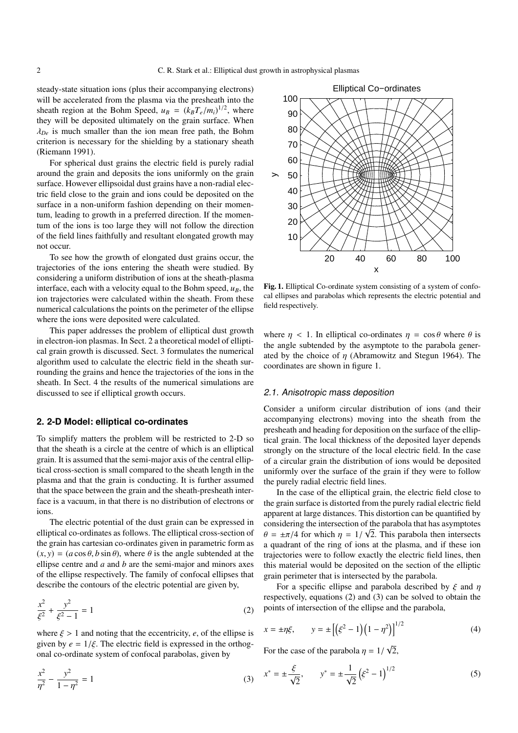steady-state situation ions (plus their accompanying electrons) will be accelerated from the plasma via the presheath into the sheath region at the Bohm Speed, $u_B = (k_B T_e/m_i)^{1/2}$, where they will be deposited ultimately on the grain surface. When $\lambda_{De}$ is much smaller than the ion mean free path, the Bohm criterion is necessary for the shielding by a stationary sheath (Riemann 1991).

For spherical dust grains the electric field is purely radial around the grain and deposits the ions uniformly on the grain surface. However ellipsoidal dust grains have a non-radial electric field close to the grain and ions could be deposited on the surface in a non-uniform fashion depending on their momentum, leading to growth in a preferred direction. If the momentum of the ions is too large they will not follow the direction of the field lines faithfully and resultant elongated growth may not occur.

To see how the growth of elongated dust grains occur, the trajectories of the ions entering the sheath were studied. By considering a uniform distribution of ions at the sheath-plasma interface, each with a velocity equal to the Bohm speed, $u_B$, the ion trajectories were calculated within the sheath. From these numerical calculations the points on the perimeter of the ellipse where the ions were deposited were calculated.

This paper addresses the problem of elliptical dust growth in electron-ion plasmas. In Sect. 2 a theoretical model of elliptical grain growth is discussed. Sect. 3 formulates the numerical algorithm used to calculate the electric field in the sheath surrounding the grains and hence the trajectories of the ions in the sheath. In Sect. 4 the results of the numerical simulations are discussed to see if elliptical growth occurs.

## 2. 2-D Model: elliptical co-ordinates

To simplify matters the problem will be restricted to 2-D so that the sheath is a circle at the centre of which is an elliptical grain. It is assumed that the semi-major axis of the central elliptical cross-section is small compared to the sheath length in the plasma and that the grain is conducting. It is further assumed that the space between the grain and the sheath-presheath interface is a vacuum, in that there is no distribution of electrons or ions.

The electric potential of the dust grain can be expressed in elliptical co-ordinates as follows. The elliptical cross-section of the grain has cartesian co-ordinates given in parametric form as $(x, y) = (a\cos\theta, b\sin\theta)$, where $\theta$ is the angle subtended at the ellipse centre and $a$ and $b$ are the semi-major and minors axes of the ellipse respectively. The family of confocal ellipses that describe the contours of the electric potential are given by,

$$\frac{x^2}{\xi^2} + \frac{y^2}{\xi^2 - 1} = 1 \tag{2}$$

where $\xi > 1$ and noting that the eccentricity, $e$, of the ellipse is given by $e = 1/\xi$. The electric field is expressed in the orthogonal co-ordinate system of confocal parabolas, given by

$$\frac{x^2}{\eta^2} - \frac{y^2}{1 - \eta^2} = 1 \tag{3}$$

Fig. 1. Elliptical Co-ordinate system consisting of a system of confocal ellipses and parabolas which represents the electric potential and field respectively.

where $\eta < 1$. In elliptical co-ordinates $\eta = \cos\theta$ where $\theta$ is the angle subtended by the asymptote to the parabola generated by the choice of $\eta$ (Abramowitz and Stegun 1964). The coordinates are shown in figure 1.

### 2.1. Anisotropic mass deposition

Consider a uniform circular distribution of ions (and their accompanying electrons) moving into the sheath from the presheath and heading for deposition on the surface of the elliptical grain. The local thickness of the deposited layer depends strongly on the structure of the local electric field. In the case of a circular grain the distribution of ions would be deposited uniformly over the surface of the grain if they were to follow the purely radial electric field lines.

In the case of the elliptical grain, the electric field close to the grain surface is distorted from the purely radial electric field apparent at large distances. This distortion can be quantified by considering the intersection of the parabola that has asymptotes $\theta = \pm\pi/4$ for which $\eta = 1/\sqrt{2}$. This parabola then intersects a quadrant of the ring of ions at the plasma, and if these ion trajectories were to follow exactly the electric field lines, then this material would be deposited on the section of the elliptic grain perimeter that is intersected by the parabola.

For a specific ellipse and parabola described by $\xi$ and $\eta$ respectively, equations (2) and (3) can be solved to obtain the points of intersection of the ellipse and the parabola,

$$x = \pm\eta\xi, \qquad y = \pm\left[\left(\xi^2 - 1\right)\left(1 - \eta^2\right)\right]^{1/2} \tag{4}$$

For the case of the parabola $\eta = 1/\sqrt{2}$,

$$x^* = \pm\frac{\xi}{\sqrt{2}}, \qquad y^* = \pm\frac{1}{\sqrt{2}}\left(\xi^2 - 1\right)^{1/2} \tag{5}$$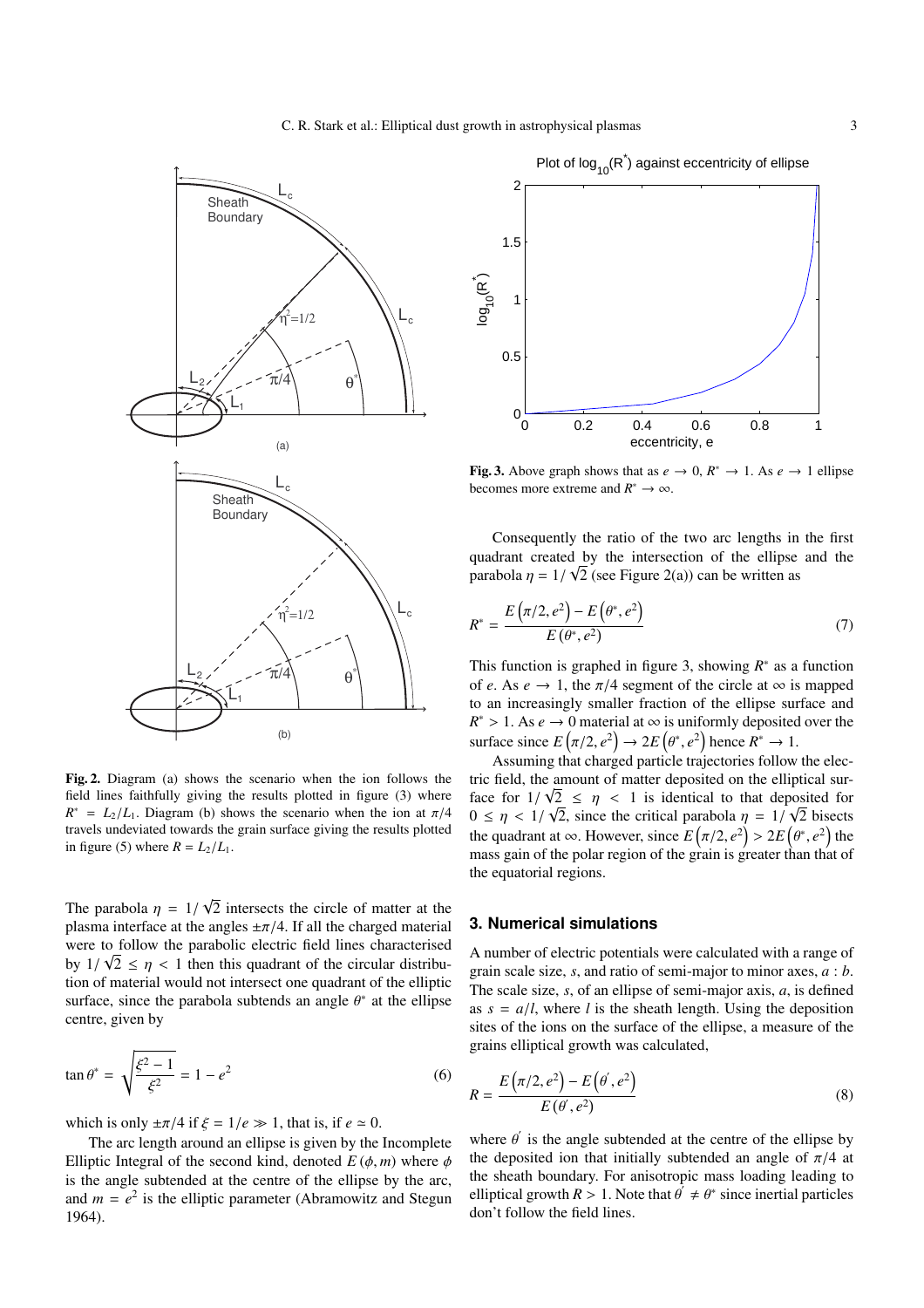**Fig. 2.** Diagram (a) shows the scenario when the ion follows the field lines faithfully giving the results plotted in figure (3) where $R^* = L_2/L_1$. Diagram (b) shows the scenario when the ion at $\pi/4$ travels undeviated towards the grain surface giving the results plotted in figure (5) where $R = L_2/L_1$.

The parabola $\eta = 1/\sqrt{2}$ intersects the circle of matter at the plasma interface at the angles $\pm\pi/4$. If all the charged material were to follow the parabolic electric field lines characterised by $1/\sqrt{2} \leq \eta < 1$ then this quadrant of the circular distribution of material would not intersect one quadrant of the elliptic surface, since the parabola subtends an angle $\theta^*$ at the ellipse centre, given by

$$\tan\theta^* = \sqrt{\frac{\xi^2 - 1}{\xi^2}} = 1 - e^2 \tag{6}$$

which is only $\pm\pi/4$ if $\xi = 1/e \gg 1$, that is, if $e \simeq 0$.

The arc length around an ellipse is given by the Incomplete Elliptic Integral of the second kind, denoted $E(\phi, m)$ where $\phi$ is the angle subtended at the centre of the ellipse by the arc, and $m = e^2$ is the elliptic parameter (Abramowitz and Stegun 1964).

**Fig. 3.** Above graph shows that as $e \to 0$, $R^* \to 1$. As $e \to 1$ ellipse becomes more extreme and $R^* \to \infty$.

Consequently the ratio of the two arc lengths in the first quadrant created by the intersection of the ellipse and the parabola $\eta = 1/\sqrt{2}$ (see Figure 2(a)) can be written as

$$R^* = \frac{E\left(\pi/2, e^2\right) - E\left(\theta^*, e^2\right)}{E\left(\theta^*, e^2\right)} \tag{7}$$

This function is graphed in figure 3, showing $R^*$ as a function of $e$. As $e \to 1$, the $\pi/4$ segment of the circle at $\infty$ is mapped to an increasingly smaller fraction of the ellipse surface and $R^* > 1$. As $e \to 0$ material at $\infty$ is uniformly deposited over the surface since $E\left(\pi/2, e^2\right) \to 2E\left(\theta^*, e^2\right)$ hence $R^* \to 1$.

Assuming that charged particle trajectories follow the electric field, the amount of matter deposited on the elliptical surface for $1/\sqrt{2} \leq \eta < 1$ is identical to that deposited for $0 \leq \eta < 1/\sqrt{2}$, since the critical parabola $\eta = 1/\sqrt{2}$ bisects the quadrant at $\infty$. However, since $E\left(\pi/2, e^2\right) > 2E\left(\theta^*, e^2\right)$ the mass gain of the polar region of the grain is greater than that of the equatorial regions.

## 3. Numerical simulations

A number of electric potentials were calculated with a range of grain scale size, $s$, and ratio of semi-major to minor axes, $a : b$. The scale size, $s$, of an ellipse of semi-major axis, $a$, is defined as $s = a/l$, where $l$ is the sheath length. Using the deposition sites of the ions on the surface of the ellipse, a measure of the grains elliptical growth was calculated,

$$R = \frac{E\left(\pi/2, e^2\right) - E\left(\theta', e^2\right)}{E\left(\theta', e^2\right)} \tag{8}$$

where $\theta'$ is the angle subtended at the centre of the ellipse by the deposited ion that initially subtended an angle of $\pi/4$ at the sheath boundary. For anisotropic mass loading leading to elliptical growth $R > 1$. Note that $\theta' \neq \theta^*$ since inertial particles don't follow the field lines.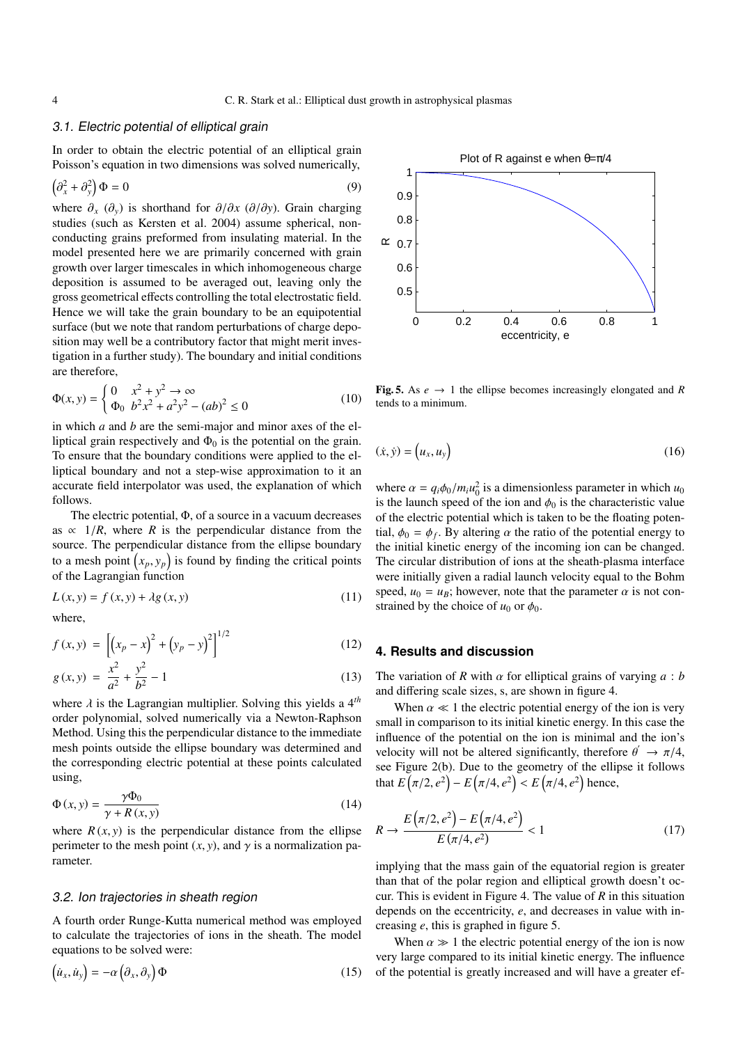### 3.1. Electric potential of elliptical grain

In order to obtain the electric potential of an elliptical grain Poisson's equation in two dimensions was solved numerically,

$$\left(\partial_x^2 + \partial_y^2\right)\Phi = 0 \tag{9}$$

where $\partial_x$ ($\partial_y$) is shorthand for $\partial/\partial x$ ($\partial/\partial y$). Grain charging studies (such as Kersten et al. 2004) assume spherical, non-conducting grains preformed from insulating material. In the model presented here we are primarily concerned with grain growth over larger timescales in which inhomogeneous charge deposition is assumed to be averaged out, leaving only the gross geometrical effects controlling the total electrostatic field. Hence we will take the grain boundary to be an equipotential surface (but we note that random perturbations of charge deposition may well be a contributory factor that might merit investigation in a further study). The boundary and initial conditions are therefore,

$$\Phi(x,y) = \begin{cases} 0 & x^2 + y^2 \to \infty \\ \Phi_0 & b^2x^2 + a^2y^2 - (ab)^2 \leq 0 \end{cases} \tag{10}$$

in which $a$ and $b$ are the semi-major and minor axes of the elliptical grain respectively and $\Phi_0$ is the potential on the grain. To ensure that the boundary conditions were applied to the elliptical boundary and not a step-wise approximation to it an accurate field interpolator was used, the explanation of which follows.

The electric potential, $\Phi$, of a source in a vacuum decreases as $\propto 1/R$, where $R$ is the perpendicular distance from the source. The perpendicular distance from the ellipse boundary to a mesh point $\left(x_p, y_p\right)$ is found by finding the critical points of the Lagrangian function

$$L(x,y) = f(x,y) + \lambda g(x,y) \tag{11}$$

where,

$$f(x,y) = \left[\left(x_p - x\right)^2 + \left(y_p - y\right)^2\right]^{1/2} \tag{12}$$

$$g(x,y) = \frac{x^2}{a^2} + \frac{y^2}{b^2} - 1 \tag{13}$$

where $\lambda$ is the Lagrangian multiplier. Solving this yields a $4^{th}$ order polynomial, solved numerically via a Newton-Raphson Method. Using this the perpendicular distance to the immediate mesh points outside the ellipse boundary was determined and the corresponding electric potential at these points calculated using,

$$\Phi(x,y) = \frac{\gamma\Phi_0}{\gamma + R(x,y)} \tag{14}$$

where $R(x,y)$ is the perpendicular distance from the ellipse perimeter to the mesh point $(x,y)$, and $\gamma$ is a normalization parameter.

### 3.2. Ion trajectories in sheath region

A fourth order Runge-Kutta numerical method was employed to calculate the trajectories of ions in the sheath. The model equations to be solved were:

$$\left(\dot{u}_x, \dot{u}_y\right) = -\alpha\left(\partial_x, \partial_y\right)\Phi \tag{15}$$

$$(\dot{x}, \dot{y}) = \left(u_x, u_y\right) \tag{16}$$

where $\alpha = q_i\phi_0/m_iu_0^2$ is a dimensionless parameter in which $u_0$ is the launch speed of the ion and $\phi_0$ is the characteristic value of the electric potential which is taken to be the floating potential, $\phi_0 = \phi_f$. By altering $\alpha$ the ratio of the potential energy to the initial kinetic energy of the incoming ion can be changed. The circular distribution of ions at the sheath-plasma interface were initially given a radial launch velocity equal to the Bohm speed, $u_0 = u_B$; however, note that the parameter $\alpha$ is not constrained by the choice of $u_0$ or $\phi_0$.

Plot of R against e when θ=π/4

**Fig. 5.** As $e \to 1$ the ellipse becomes increasingly elongated and $R$ tends to a minimum.

## 4. Results and discussion

The variation of $R$ with $\alpha$ for elliptical grains of varying $a:b$ and differing scale sizes, s, are shown in figure 4.

When $\alpha \ll 1$ the electric potential energy of the ion is very small in comparison to its initial kinetic energy. In this case the influence of the potential on the ion is minimal and the ion's velocity will not be altered significantly, therefore $\theta' \to \pi/4$, see Figure 2(b). Due to the geometry of the ellipse it follows that $E\left(\pi/2, e^2\right) - E\left(\pi/4, e^2\right) < E\left(\pi/4, e^2\right)$ hence,

$$R \to \frac{E\left(\pi/2, e^2\right) - E\left(\pi/4, e^2\right)}{E\left(\pi/4, e^2\right)} < 1 \tag{17}$$

implying that the mass gain of the equatorial region is greater than that of the polar region and elliptical growth doesn't occur. This is evident in Figure 4. The value of $R$ in this situation depends on the eccentricity, $e$, and decreases in value with increasing $e$, this is graphed in figure 5.

When $\alpha \gg 1$ the electric potential energy of the ion is now very large compared to its initial kinetic energy. The influence of the potential is greatly increased and will have a greater ef-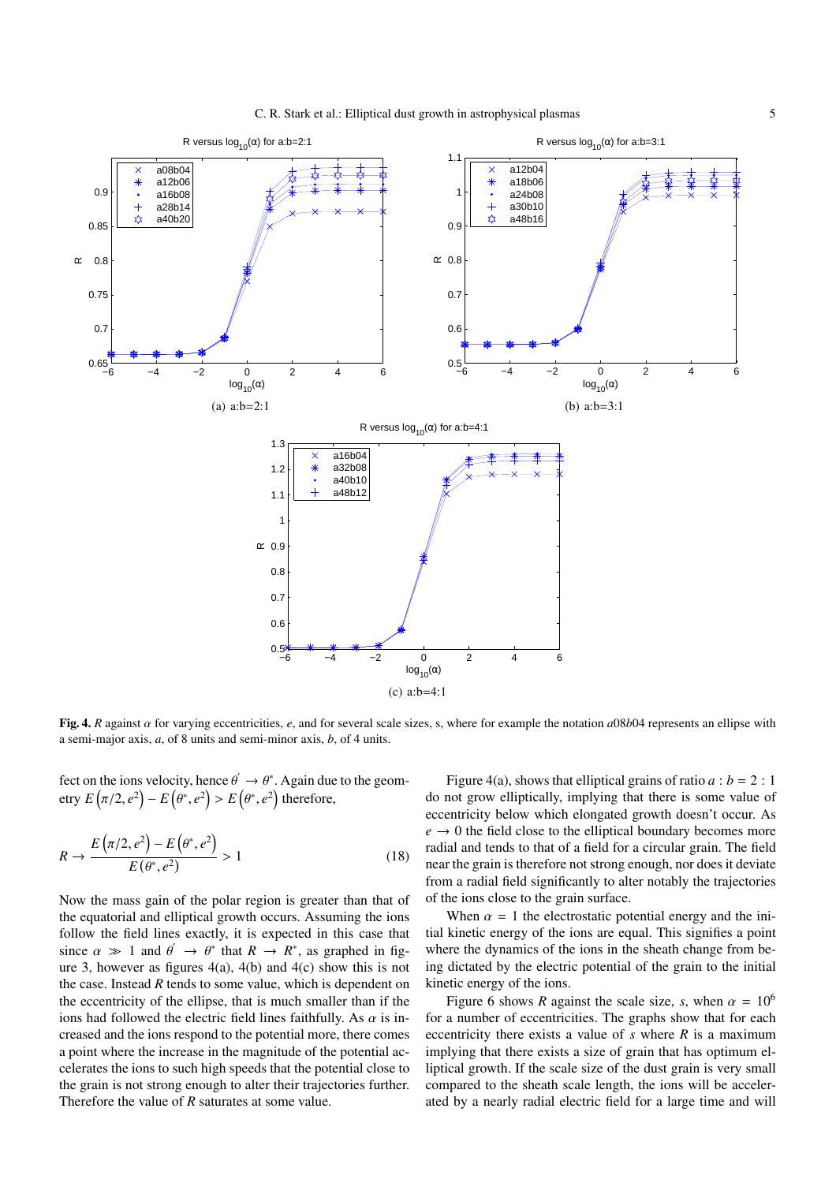(a) a:b=2:1

(b) a:b=3:1

(c) a:b=4:1

**Fig. 4.** $R$ against $\alpha$ for varying eccentricities, $e$, and for several scale sizes, s, where for example the notation $a08b04$ represents an ellipse with a semi-major axis, $a$, of 8 units and semi-minor axis, $b$, of 4 units.

fect on the ions velocity, hence $\theta^{'} \to \theta^{*}$. Again due to the geometry $E\left(\pi/2, e^2\right) - E\left(\theta^{*}, e^2\right) > E\left(\theta^{*}, e^2\right)$ therefore,

$$R \to \frac{E\left(\pi/2, e^2\right) - E\left(\theta^{*}, e^2\right)}{E\left(\theta^{*}, e^2\right)} > 1 \tag{18}$$

Now the mass gain of the polar region is greater than that of the equatorial and elliptical growth occurs. Assuming the ions follow the field lines exactly, it is expected in this case that since $\alpha \gg 1$ and $\theta^{'} \to \theta^{*}$ that $R \to R^{*}$, as graphed in figure 3, however as figures 4(a), 4(b) and 4(c) show this is not the case. Instead $R$ tends to some value, which is dependent on the eccentricity of the ellipse, that is much smaller than if the ions had followed the electric field lines faithfully. As $\alpha$ is increased and the ions respond to the potential more, there comes a point where the increase in the magnitude of the potential accelerates the ions to such high speeds that the potential close to the grain is not strong enough to alter their trajectories further. Therefore the value of $R$ saturates at some value.

Figure 4(a), shows that elliptical grains of ratio $a : b = 2 : 1$ do not grow elliptically, implying that there is some value of eccentricity below which elongated growth doesn't occur. As $e \to 0$ the field close to the elliptical boundary becomes more radial and tends to that of a field for a circular grain. The field near the grain is therefore not strong enough, nor does it deviate from a radial field significantly to alter notably the trajectories of the ions close to the grain surface.

When $\alpha = 1$ the electrostatic potential energy and the initial kinetic energy of the ions are equal. This signifies a point where the dynamics of the ions in the sheath change from being dictated by the electric potential of the grain to the initial kinetic energy of the ions.

Figure 6 shows $R$ against the scale size, $s$, when $\alpha = 10^6$ for a number of eccentricities. The graphs show that for each eccentricity there exists a value of $s$ where $R$ is a maximum implying that there exists a size of grain that has optimum elliptical growth. If the scale size of the dust grain is very small compared to the sheath scale length, the ions will be accelerated by a nearly radial electric field for a large time and will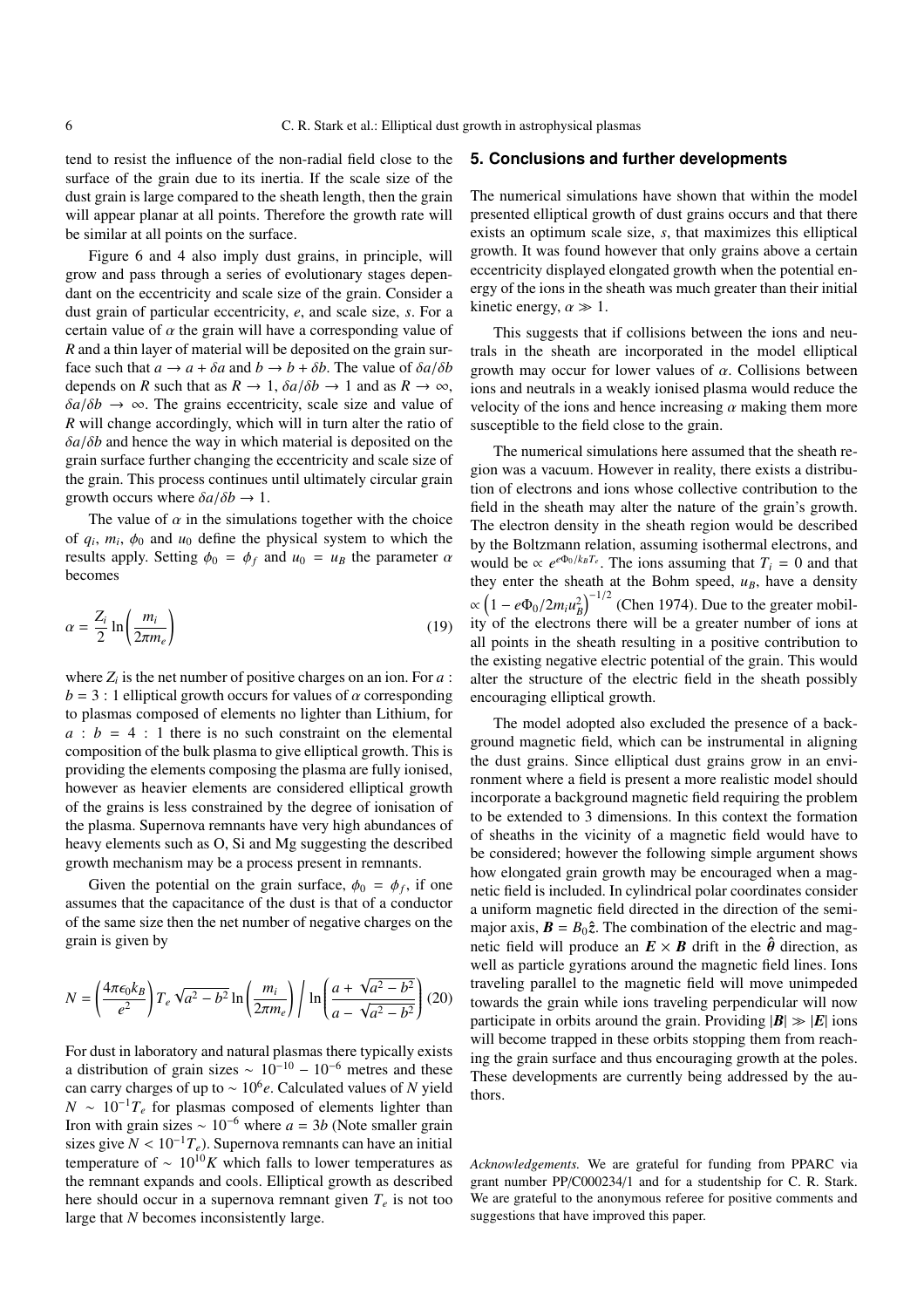tend to resist the influence of the non-radial field close to the surface of the grain due to its inertia. If the scale size of the dust grain is large compared to the sheath length, then the grain will appear planar at all points. Therefore the growth rate will be similar at all points on the surface.

Figure 6 and 4 also imply dust grains, in principle, will grow and pass through a series of evolutionary stages dependant on the eccentricity and scale size of the grain. Consider a dust grain of particular eccentricity, $e$, and scale size, $s$. For a certain value of $\alpha$ the grain will have a corresponding value of $R$ and a thin layer of material will be deposited on the grain surface such that $a \rightarrow a + \delta a$ and $b \rightarrow b + \delta b$. The value of $\delta a/\delta b$ depends on $R$ such that as $R \rightarrow 1$, $\delta a/\delta b \rightarrow 1$ and as $R \rightarrow \infty$, $\delta a/\delta b \rightarrow \infty$. The grains eccentricity, scale size and value of $R$ will change accordingly, which will in turn alter the ratio of $\delta a/\delta b$ and hence the way in which material is deposited on the grain surface further changing the eccentricity and scale size of the grain. This process continues until ultimately circular grain growth occurs where $\delta a/\delta b \rightarrow 1$.

The value of $\alpha$ in the simulations together with the choice of $q_i$, $m_i$, $\phi_0$ and $u_0$ define the physical system to which the results apply. Setting $\phi_0 = \phi_f$ and $u_0 = u_B$ the parameter $\alpha$ becomes

$$\alpha = \frac{Z_i}{2} \ln\left(\frac{m_i}{2\pi m_e}\right) \tag{19}$$

where $Z_i$ is the net number of positive charges on an ion. For $a : b = 3 : 1$ elliptical growth occurs for values of $\alpha$ corresponding to plasmas composed of elements no lighter than Lithium, for $a : b = 4 : 1$ there is no such constraint on the elemental composition of the bulk plasma to give elliptical growth. This is providing the elements composing the plasma are fully ionised, however as heavier elements are considered elliptical growth of the grains is less constrained by the degree of ionisation of the plasma. Supernova remnants have very high abundances of heavy elements such as O, Si and Mg suggesting the described growth mechanism may be a process present in remnants.

Given the potential on the grain surface, $\phi_0 = \phi_f$, if one assumes that the capacitance of the dust is that of a conductor of the same size then the net number of negative charges on the grain is given by

$$N = \left(\frac{4\pi\epsilon_0 k_B}{e^2}\right) T_e \sqrt{a^2 - b^2} \ln\left(\frac{m_i}{2\pi m_e}\right) \bigg/ \ln\left(\frac{a + \sqrt{a^2 - b^2}}{a - \sqrt{a^2 - b^2}}\right) \tag{20}$$

For dust in laboratory and natural plasmas there typically exists a distribution of grain sizes $\sim 10^{-10} - 10^{-6}$ metres and these can carry charges of up to $\sim 10^6 e$. Calculated values of $N$ yield $N \sim 10^{-1} T_e$ for plasmas composed of elements lighter than Iron with grain sizes $\sim 10^{-6}$ where $a = 3b$ (Note smaller grain sizes give $N < 10^{-1} T_e$). Supernova remnants can have an initial temperature of $\sim 10^{10} K$ which falls to lower temperatures as the remnant expands and cools. Elliptical growth as described here should occur in a supernova remnant given $T_e$ is not too large that $N$ becomes inconsistently large.

## 5. Conclusions and further developments

The numerical simulations have shown that within the model presented elliptical growth of dust grains occurs and that there exists an optimum scale size, $s$, that maximizes this elliptical growth. It was found however that only grains above a certain eccentricity displayed elongated growth when the potential energy of the ions in the sheath was much greater than their initial kinetic energy, $\alpha \gg 1$.

This suggests that if collisions between the ions and neutrals in the sheath are incorporated in the model elliptical growth may occur for lower values of $\alpha$. Collisions between ions and neutrals in a weakly ionised plasma would reduce the velocity of the ions and hence increasing $\alpha$ making them more susceptible to the field close to the grain.

The numerical simulations here assumed that the sheath region was a vacuum. However in reality, there exists a distribution of electrons and ions whose collective contribution to the field in the sheath may alter the nature of the grain's growth. The electron density in the sheath region would be described by the Boltzmann relation, assuming isothermal electrons, and would be $\propto e^{e\Phi_0/k_B T_e}$. The ions assuming that $T_i = 0$ and that they enter the sheath at the Bohm speed, $u_B$, have a density $\propto \left(1 - e\Phi_0/2m_i u_B^2\right)^{-1/2}$ (Chen 1974). Due to the greater mobility of the electrons there will be a greater number of ions at all points in the sheath resulting in a positive contribution to the existing negative electric potential of the grain. This would alter the structure of the electric field in the sheath possibly encouraging elliptical growth.

The model adopted also excluded the presence of a background magnetic field, which can be instrumental in aligning the dust grains. Since elliptical dust grains grow in an environment where a field is present a more realistic model should incorporate a background magnetic field requiring the problem to be extended to 3 dimensions. In this context the formation of sheaths in the vicinity of a magnetic field would have to be considered; however the following simple argument shows how elongated grain growth may be encouraged when a magnetic field is included. In cylindrical polar coordinates consider a uniform magnetic field directed in the direction of the semi-major axis, $\boldsymbol{B} = B_0 \hat{\boldsymbol{z}}$. The combination of the electric and magnetic field will produce an $\boldsymbol{E} \times \boldsymbol{B}$ drift in the $\hat{\boldsymbol{\theta}}$ direction, as well as particle gyrations around the magnetic field lines. Ions traveling parallel to the magnetic field will move unimpeded towards the grain while ions traveling perpendicular will now participate in orbits around the grain. Providing $|\boldsymbol{B}| \gg |\boldsymbol{E}|$ ions will become trapped in these orbits stopping them from reaching the grain surface and thus encouraging growth at the poles. These developments are currently being addressed by the authors.

*Acknowledgements.* We are grateful for funding from PPARC via grant number PP/C000234/1 and for a studentship for C. R. Stark. We are grateful to the anonymous referee for positive comments and suggestions that have improved this paper.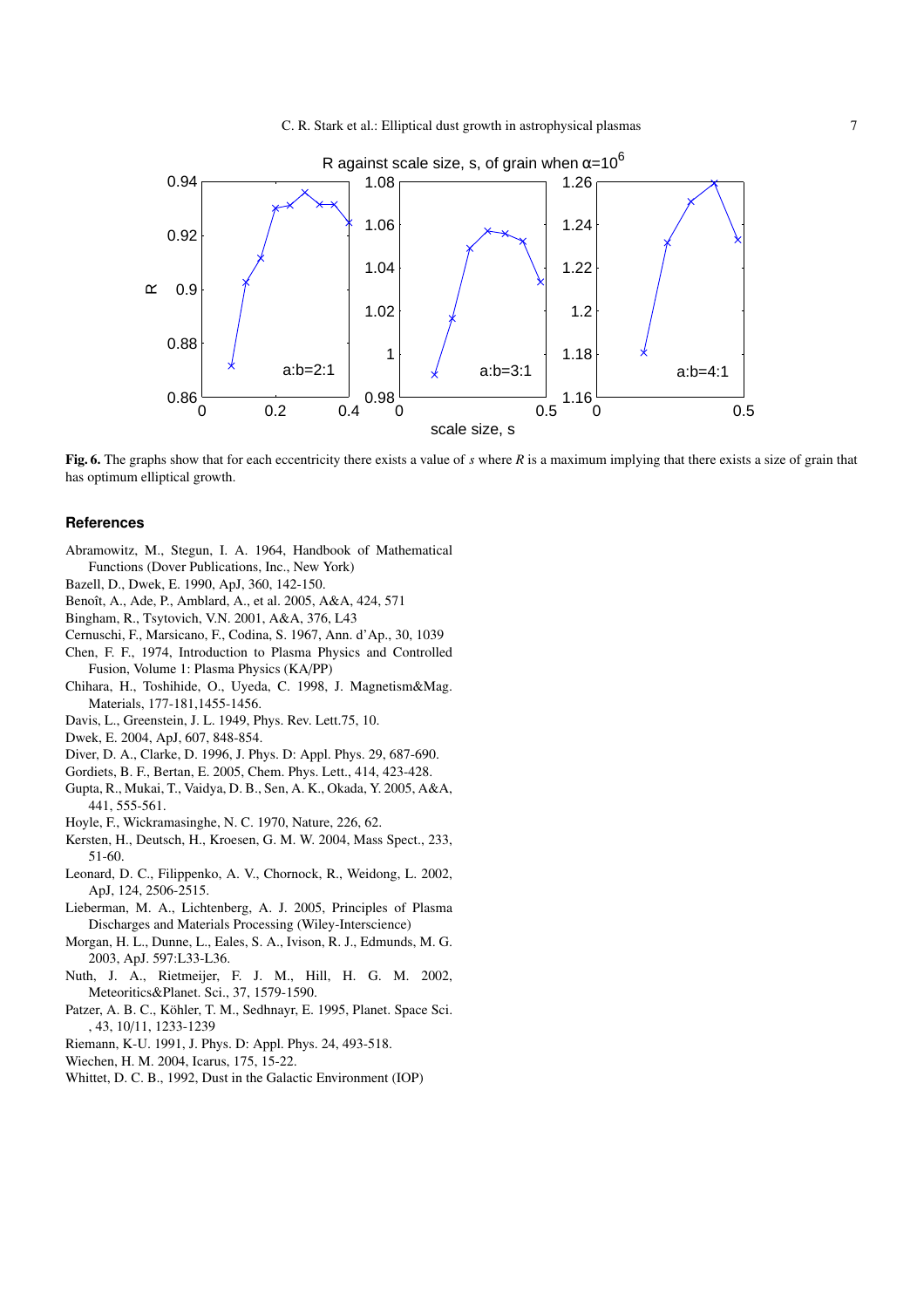R against scale size, s, of grain when $\alpha=10^6$

R

0.94
0.92
0.9
0.88
0.86

0 0.2 0.4

a:b=2:1

1.08
1.06
1.04
1.02
1
0.98

0 0.5

a:b=3:1

1.26
1.24
1.22
1.2
1.18
1.16

0 0.5

a:b=4:1

scale size, s

**Fig. 6.** The graphs show that for each eccentricity there exists a value of $s$ where $R$ is a maximum implying that there exists a size of grain that has optimum elliptical growth.

## References

Abramowitz, M., Stegun, I. A. 1964, Handbook of Mathematical Functions (Dover Publications, Inc., New York)

Bazell, D., Dwek, E. 1990, ApJ, 360, 142-150.

Benoît, A., Ade, P., Amblard, A., et al. 2005, A&A, 424, 571

Bingham, R., Tsytovich, V.N. 2001, A&A, 376, L43

Cernuschi, F., Marsicano, F., Codina, S. 1967, Ann. d'Ap., 30, 1039

Chen, F. F., 1974, Introduction to Plasma Physics and Controlled Fusion, Volume 1: Plasma Physics (KA/PP)

Chihara, H., Toshihide, O., Uyeda, C. 1998, J. Magnetism&Mag. Materials, 177-181,1455-1456.

Davis, L., Greenstein, J. L. 1949, Phys. Rev. Lett.75, 10.

Dwek, E. 2004, ApJ, 607, 848-854.

Diver, D. A., Clarke, D. 1996, J. Phys. D: Appl. Phys. 29, 687-690.

Gordiets, B. F., Bertan, E. 2005, Chem. Phys. Lett., 414, 423-428.

Gupta, R., Mukai, T., Vaidya, D. B., Sen, A. K., Okada, Y. 2005, A&A, 441, 555-561.

Hoyle, F., Wickramasinghe, N. C. 1970, Nature, 226, 62.

Kersten, H., Deutsch, H., Kroesen, G. M. W. 2004, Mass Spect., 233, 51-60.

Leonard, D. C., Filippenko, A. V., Chornock, R., Weidong, L. 2002, ApJ, 124, 2506-2515.

Lieberman, M. A., Lichtenberg, A. J. 2005, Principles of Plasma Discharges and Materials Processing (Wiley-Interscience)

Morgan, H. L., Dunne, L., Eales, S. A., Ivison, R. J., Edmunds, M. G. 2003, ApJ. 597:L33-L36.

Nuth, J. A., Rietmeijer, F. J. M., Hill, H. G. M. 2002, Meteoritics&Planet. Sci., 37, 1579-1590.

Patzer, A. B. C., Köhler, T. M., Sedhnayr, E. 1995, Planet. Space Sci. , 43, 10/11, 1233-1239

Riemann, K-U. 1991, J. Phys. D: Appl. Phys. 24, 493-518.

Wiechen, H. M. 2004, Icarus, 175, 15-22.

Whittet, D. C. B., 1992, Dust in the Galactic Environment (IOP)